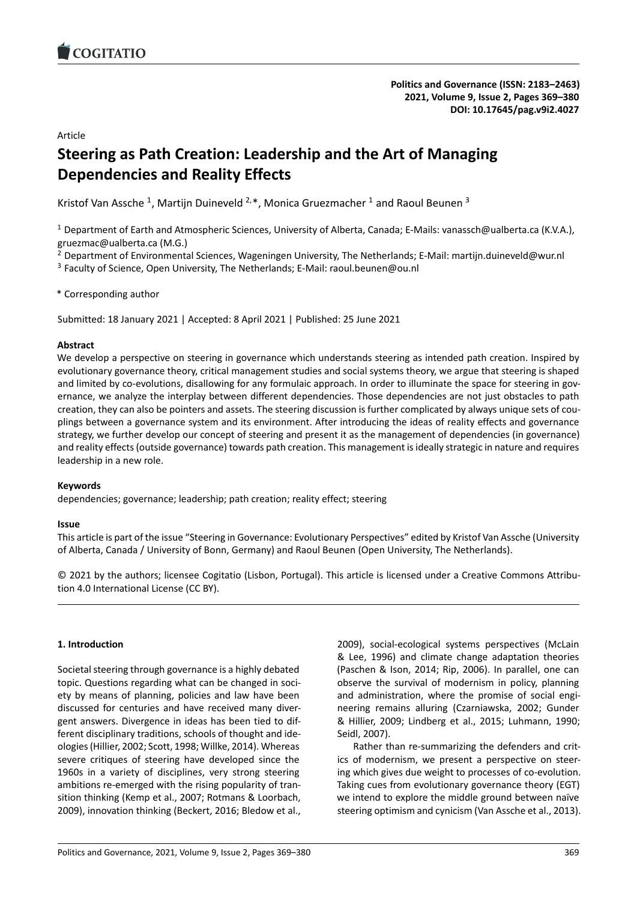Article

# Steering as Path Creation: Leadership and the Art of Managing Dependencies and Reality Effects

Kristof Van Assche [1], Martijn Duineveld [2,*], Monica Gruezmacher [1] and Raoul Beunen [3]

[1] Department of Earth and Atmospheric Sciences, University of Alberta, Canada; E-Mails: vanassch@ualberta.ca (K.V.A.), gruezmac@ualberta.ca (M.G.)

[2] Department of Environmental Sciences, Wageningen University, The Netherlands; E-Mail: martijn.duineveld@wur.nl

[3] Faculty of Science, Open University, The Netherlands; E-Mail: raoul.beunen@ou.nl

* Corresponding author

Submitted: 18 January 2021 | Accepted: 8 April 2021 | Published: 25 June 2021

**Abstract**

We develop a perspective on steering in governance which understands steering as intended path creation. Inspired by evolutionary governance theory, critical management studies and social systems theory, we argue that steering is shaped and limited by co-evolutions, disallowing for any formulaic approach. In order to illuminate the space for steering in governance, we analyze the interplay between different dependencies. Those dependencies are not just obstacles to path creation, they can also be pointers and assets. The steering discussion is further complicated by always unique sets of couplings between a governance system and its environment. After introducing the ideas of reality effects and governance strategy, we further develop our concept of steering and present it as the management of dependencies (in governance) and reality effects (outside governance) towards path creation. This management is ideally strategic in nature and requires leadership in a new role.

**Keywords**

dependencies; governance; leadership; path creation; reality effect; steering

**Issue**

This article is part of the issue "Steering in Governance: Evolutionary Perspectives" edited by Kristof Van Assche (University of Alberta, Canada / University of Bonn, Germany) and Raoul Beunen (Open University, The Netherlands).

© 2021 by the authors; licensee Cogitatio (Lisbon, Portugal). This article is licensed under a Creative Commons Attribution 4.0 International License (CC BY).

## 1. Introduction

Societal steering through governance is a highly debated topic. Questions regarding what can be changed in society by means of planning, policies and law have been discussed for centuries and have received many divergent answers. Divergence in ideas has been tied to different disciplinary traditions, schools of thought and ideologies (Hillier, 2002; Scott, 1998; Willke, 2014). Whereas severe critiques of steering have developed since the 1960s in a variety of disciplines, very strong steering ambitions re-emerged with the rising popularity of transition thinking (Kemp et al., 2007; Rotmans & Loorbach, 2009), innovation thinking (Beckert, 2016; Bledow et al., 2009), social-ecological systems perspectives (McLain & Lee, 1996) and climate change adaptation theories (Paschen & Ison, 2014; Rip, 2006). In parallel, one can observe the survival of modernism in policy, planning and administration, where the promise of social engineering remains alluring (Czarniawska, 2002; Gunder & Hillier, 2009; Lindberg et al., 2015; Luhmann, 1990; Seidl, 2007).

Rather than re-summarizing the defenders and critics of modernism, we present a perspective on steering which gives due weight to processes of co-evolution. Taking cues from evolutionary governance theory (EGT) we intend to explore the middle ground between naïve steering optimism and cynicism (Van Assche et al., 2013).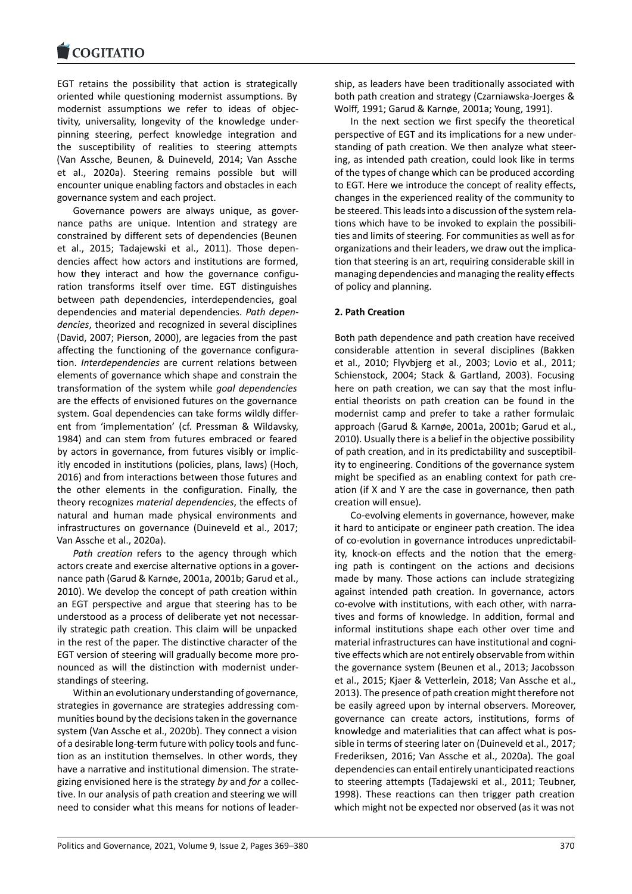EGT retains the possibility that action is strategically oriented while questioning modernist assumptions. By modernist assumptions we refer to ideas of objectivity, universality, longevity of the knowledge underpinning steering, perfect knowledge integration and the susceptibility of realities to steering attempts (Van Assche, Beunen, & Duineveld, 2014; Van Assche et al., 2020a). Steering remains possible but will encounter unique enabling factors and obstacles in each governance system and each project.

Governance powers are always unique, as governance paths are unique. Intention and strategy are constrained by different sets of dependencies (Beunen et al., 2015; Tadajewski et al., 2011). Those dependencies affect how actors and institutions are formed, how they interact and how the governance configuration transforms itself over time. EGT distinguishes between path dependencies, interdependencies, goal dependencies and material dependencies. *Path dependencies*, theorized and recognized in several disciplines (David, 2007; Pierson, 2000), are legacies from the past affecting the functioning of the governance configuration. *Interdependencies* are current relations between elements of governance which shape and constrain the transformation of the system while *goal dependencies* are the effects of envisioned futures on the governance system. Goal dependencies can take forms wildly different from 'implementation' (cf. Pressman & Wildavsky, 1984) and can stem from futures embraced or feared by actors in governance, from futures visibly or implicitly encoded in institutions (policies, plans, laws) (Hoch, 2016) and from interactions between those futures and the other elements in the configuration. Finally, the theory recognizes *material dependencies*, the effects of natural and human made physical environments and infrastructures on governance (Duineveld et al., 2017; Van Assche et al., 2020a).

*Path creation* refers to the agency through which actors create and exercise alternative options in a governance path (Garud & Karnøe, 2001a, 2001b; Garud et al., 2010). We develop the concept of path creation within an EGT perspective and argue that steering has to be understood as a process of deliberate yet not necessarily strategic path creation. This claim will be unpacked in the rest of the paper. The distinctive character of the EGT version of steering will gradually become more pronounced as will the distinction with modernist understandings of steering.

Within an evolutionary understanding of governance, strategies in governance are strategies addressing communities bound by the decisions taken in the governance system (Van Assche et al., 2020b). They connect a vision of a desirable long-term future with policy tools and function as an institution themselves. In other words, they have a narrative and institutional dimension. The strategizing envisioned here is the strategy *by* and *for* a collective. In our analysis of path creation and steering we will need to consider what this means for notions of leadership, as leaders have been traditionally associated with both path creation and strategy (Czarniawska-Joerges & Wolff, 1991; Garud & Karnøe, 2001a; Young, 1991).

In the next section we first specify the theoretical perspective of EGT and its implications for a new understanding of path creation. We then analyze what steering, as intended path creation, could look like in terms of the types of change which can be produced according to EGT. Here we introduce the concept of reality effects, changes in the experienced reality of the community to be steered. This leads into a discussion of the system relations which have to be invoked to explain the possibilities and limits of steering. For communities as well as for organizations and their leaders, we draw out the implication that steering is an art, requiring considerable skill in managing dependencies and managing the reality effects of policy and planning.

## 2. Path Creation

Both path dependence and path creation have received considerable attention in several disciplines (Bakken et al., 2010; Flyvbjerg et al., 2003; Lovio et al., 2011; Schienstock, 2004; Stack & Gartland, 2003). Focusing here on path creation, we can say that the most influential theorists on path creation can be found in the modernist camp and prefer to take a rather formulaic approach (Garud & Karnøe, 2001a, 2001b; Garud et al., 2010). Usually there is a belief in the objective possibility of path creation, and in its predictability and susceptibility to engineering. Conditions of the governance system might be specified as an enabling context for path creation (if X and Y are the case in governance, then path creation will ensue).

Co-evolving elements in governance, however, make it hard to anticipate or engineer path creation. The idea of co-evolution in governance introduces unpredictability, knock-on effects and the notion that the emerging path is contingent on the actions and decisions made by many. Those actions can include strategizing against intended path creation. In governance, actors co-evolve with institutions, with each other, with narratives and forms of knowledge. In addition, formal and informal institutions shape each other over time and material infrastructures can have institutional and cognitive effects which are not entirely observable from within the governance system (Beunen et al., 2013; Jacobsson et al., 2015; Kjaer & Vetterlein, 2018; Van Assche et al., 2013). The presence of path creation might therefore not be easily agreed upon by internal observers. Moreover, governance can create actors, institutions, forms of knowledge and materialities that can affect what is possible in terms of steering later on (Duineveld et al., 2017; Frederiksen, 2016; Van Assche et al., 2020a). The goal dependencies can entail entirely unanticipated reactions to steering attempts (Tadajewski et al., 2011; Teubner, 1998). These reactions can then trigger path creation which might not be expected nor observed (as it was not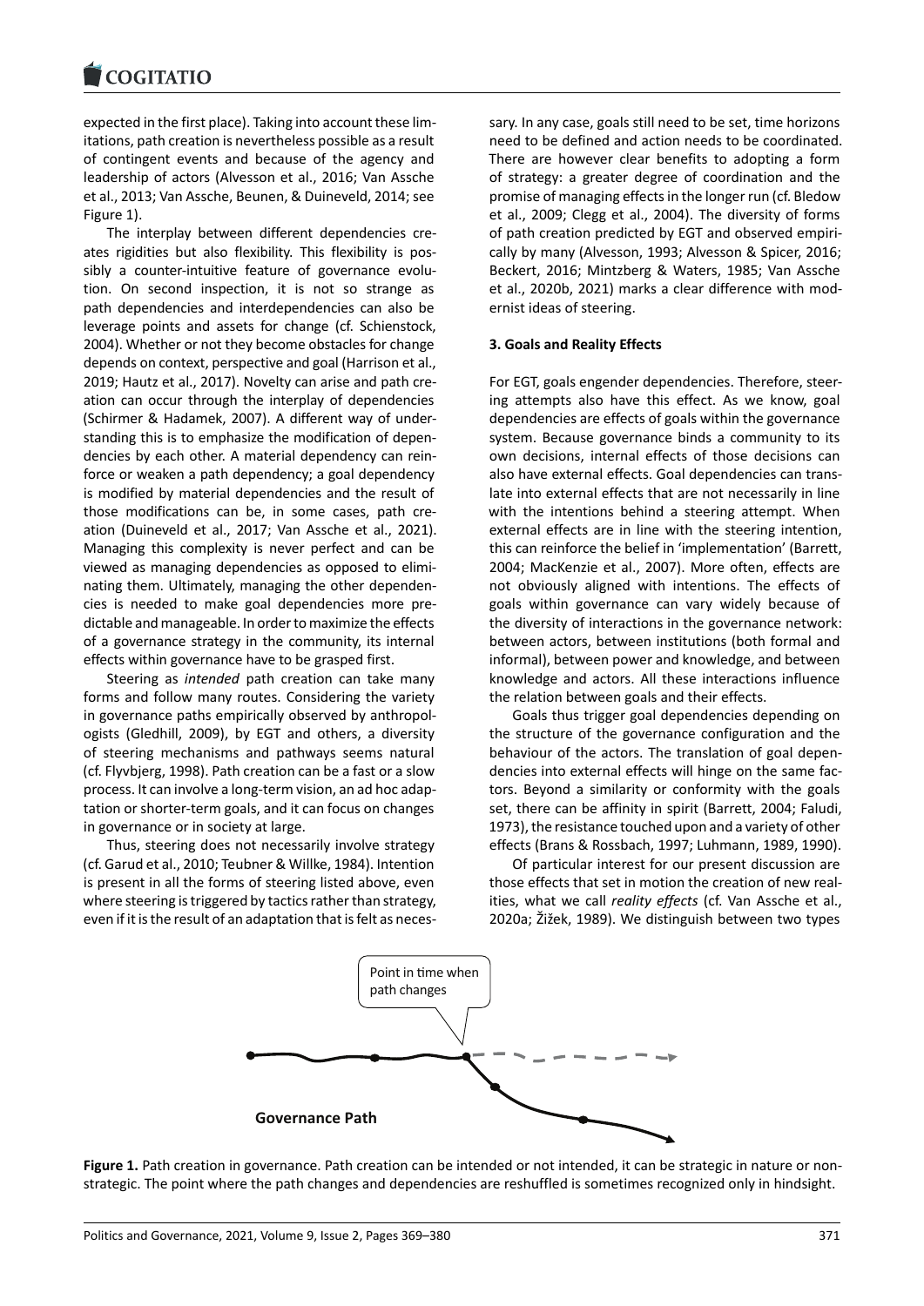expected in the first place). Taking into account these limitations, path creation is nevertheless possible as a result of contingent events and because of the agency and leadership of actors (Alvesson et al., 2016; Van Assche et al., 2013; Van Assche, Beunen, & Duineveld, 2014; see Figure 1).

The interplay between different dependencies creates rigidities but also flexibility. This flexibility is possibly a counter-intuitive feature of governance evolution. On second inspection, it is not so strange as path dependencies and interdependencies can also be leverage points and assets for change (cf. Schienstock, 2004). Whether or not they become obstacles for change depends on context, perspective and goal (Harrison et al., 2019; Hautz et al., 2017). Novelty can arise and path creation can occur through the interplay of dependencies (Schirmer & Hadamek, 2007). A different way of understanding this is to emphasize the modification of dependencies by each other. A material dependency can reinforce or weaken a path dependency; a goal dependency is modified by material dependencies and the result of those modifications can be, in some cases, path creation (Duineveld et al., 2017; Van Assche et al., 2021). Managing this complexity is never perfect and can be viewed as managing dependencies as opposed to eliminating them. Ultimately, managing the other dependencies is needed to make goal dependencies more predictable and manageable. In order to maximize the effects of a governance strategy in the community, its internal effects within governance have to be grasped first.

Steering as *intended* path creation can take many forms and follow many routes. Considering the variety in governance paths empirically observed by anthropologists (Gledhill, 2009), by EGT and others, a diversity of steering mechanisms and pathways seems natural (cf. Flyvbjerg, 1998). Path creation can be a fast or a slow process. It can involve a long-term vision, an ad hoc adaptation or shorter-term goals, and it can focus on changes in governance or in society at large.

Thus, steering does not necessarily involve strategy (cf. Garud et al., 2010; Teubner & Willke, 1984). Intention is present in all the forms of steering listed above, even where steering is triggered by tactics rather than strategy, even if it is the result of an adaptation that is felt as necessary. In any case, goals still need to be set, time horizons need to be defined and action needs to be coordinated. There are however clear benefits to adopting a form of strategy: a greater degree of coordination and the promise of managing effects in the longer run (cf. Bledow et al., 2009; Clegg et al., 2004). The diversity of forms of path creation predicted by EGT and observed empirically by many (Alvesson, 1993; Alvesson & Spicer, 2016; Beckert, 2016; Mintzberg & Waters, 1985; Van Assche et al., 2020b, 2021) marks a clear difference with modernist ideas of steering.

## 3. Goals and Reality Effects

For EGT, goals engender dependencies. Therefore, steering attempts also have this effect. As we know, goal dependencies are effects of goals within the governance system. Because governance binds a community to its own decisions, internal effects of those decisions can also have external effects. Goal dependencies can translate into external effects that are not necessarily in line with the intentions behind a steering attempt. When external effects are in line with the steering intention, this can reinforce the belief in 'implementation' (Barrett, 2004; MacKenzie et al., 2007). More often, effects are not obviously aligned with intentions. The effects of goals within governance can vary widely because of the diversity of interactions in the governance network: between actors, between institutions (both formal and informal), between power and knowledge, and between knowledge and actors. All these interactions influence the relation between goals and their effects.

Goals thus trigger goal dependencies depending on the structure of the governance configuration and the behaviour of the actors. The translation of goal dependencies into external effects will hinge on the same factors. Beyond a similarity or conformity with the goals set, there can be affinity in spirit (Barrett, 2004; Faludi, 1973), the resistance touched upon and a variety of other effects (Brans & Rossbach, 1997; Luhmann, 1989, 1990).

Of particular interest for our present discussion are those effects that set in motion the creation of new realities, what we call *reality effects* (cf. Van Assche et al., 2020a; Žižek, 1989). We distinguish between two types

**Figure 1.** Path creation in governance. Path creation can be intended or not intended, it can be strategic in nature or non-strategic. The point where the path changes and dependencies are reshuffled is sometimes recognized only in hindsight.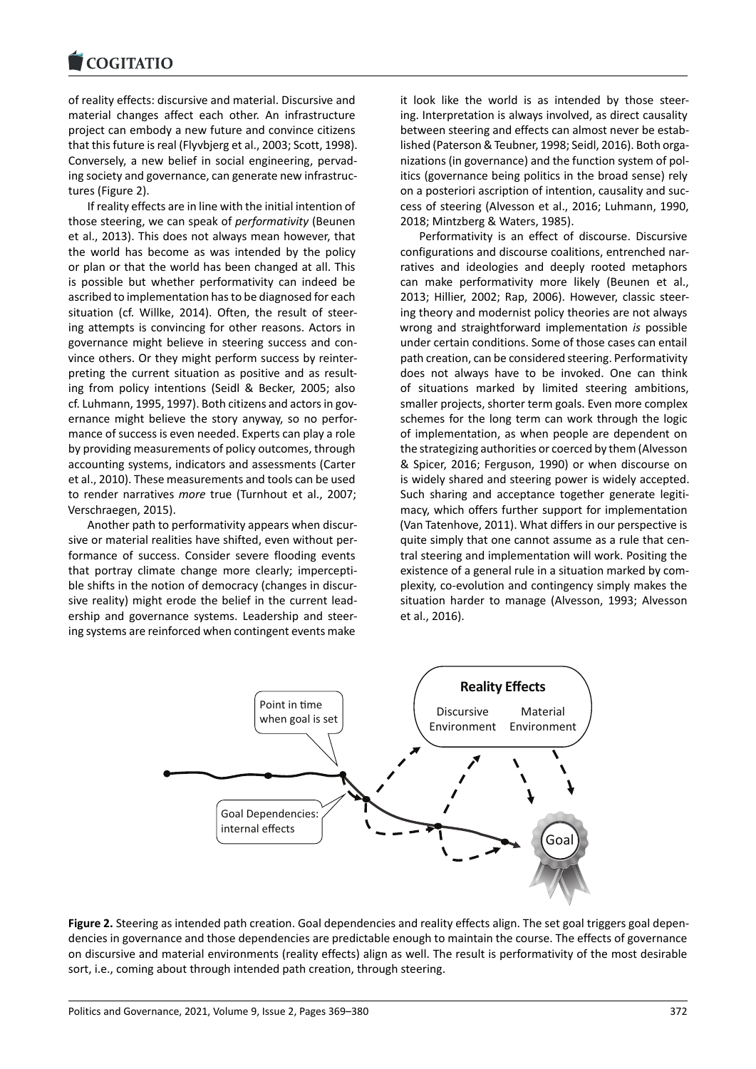of reality effects: discursive and material. Discursive and material changes affect each other. An infrastructure project can embody a new future and convince citizens that this future is real (Flyvbjerg et al., 2003; Scott, 1998). Conversely, a new belief in social engineering, pervading society and governance, can generate new infrastructures (Figure 2).

If reality effects are in line with the initial intention of those steering, we can speak of *performativity* (Beunen et al., 2013). This does not always mean however, that the world has become as was intended by the policy or plan or that the world has been changed at all. This is possible but whether performativity can indeed be ascribed to implementation has to be diagnosed for each situation (cf. Willke, 2014). Often, the result of steering attempts is convincing for other reasons. Actors in governance might believe in steering success and convince others. Or they might perform success by reinterpreting the current situation as positive and as resulting from policy intentions (Seidl & Becker, 2005; also cf. Luhmann, 1995, 1997). Both citizens and actors in governance might believe the story anyway, so no performance of success is even needed. Experts can play a role by providing measurements of policy outcomes, through accounting systems, indicators and assessments (Carter et al., 2010). These measurements and tools can be used to render narratives *more* true (Turnhout et al., 2007; Verschraegen, 2015).

Another path to performativity appears when discursive or material realities have shifted, even without performance of success. Consider severe flooding events that portray climate change more clearly; imperceptible shifts in the notion of democracy (changes in discursive reality) might erode the belief in the current leadership and governance systems. Leadership and steering systems are reinforced when contingent events make it look like the world is as intended by those steering. Interpretation is always involved, as direct causality between steering and effects can almost never be established (Paterson & Teubner, 1998; Seidl, 2016). Both organizations (in governance) and the function system of politics (governance being politics in the broad sense) rely on a posteriori ascription of intention, causality and success of steering (Alvesson et al., 2016; Luhmann, 1990, 2018; Mintzberg & Waters, 1985).

Performativity is an effect of discourse. Discursive configurations and discourse coalitions, entrenched narratives and ideologies and deeply rooted metaphors can make performativity more likely (Beunen et al., 2013; Hillier, 2002; Rap, 2006). However, classic steering theory and modernist policy theories are not always wrong and straightforward implementation *is* possible under certain conditions. Some of those cases can entail path creation, can be considered steering. Performativity does not always have to be invoked. One can think of situations marked by limited steering ambitions, smaller projects, shorter term goals. Even more complex schemes for the long term can work through the logic of implementation, as when people are dependent on the strategizing authorities or coerced by them (Alvesson & Spicer, 2016; Ferguson, 1990) or when discourse on is widely shared and steering power is widely accepted. Such sharing and acceptance together generate legitimacy, which offers further support for implementation (Van Tatenhove, 2011). What differs in our perspective is quite simply that one cannot assume as a rule that central steering and implementation will work. Positing the existence of a general rule in a situation marked by complexity, co-evolution and contingency simply makes the situation harder to manage (Alvesson, 1993; Alvesson et al., 2016).

**Figure 2.** Steering as intended path creation. Goal dependencies and reality effects align. The set goal triggers goal dependencies in governance and those dependencies are predictable enough to maintain the course. The effects of governance on discursive and material environments (reality effects) align as well. The result is performativity of the most desirable sort, i.e., coming about through intended path creation, through steering.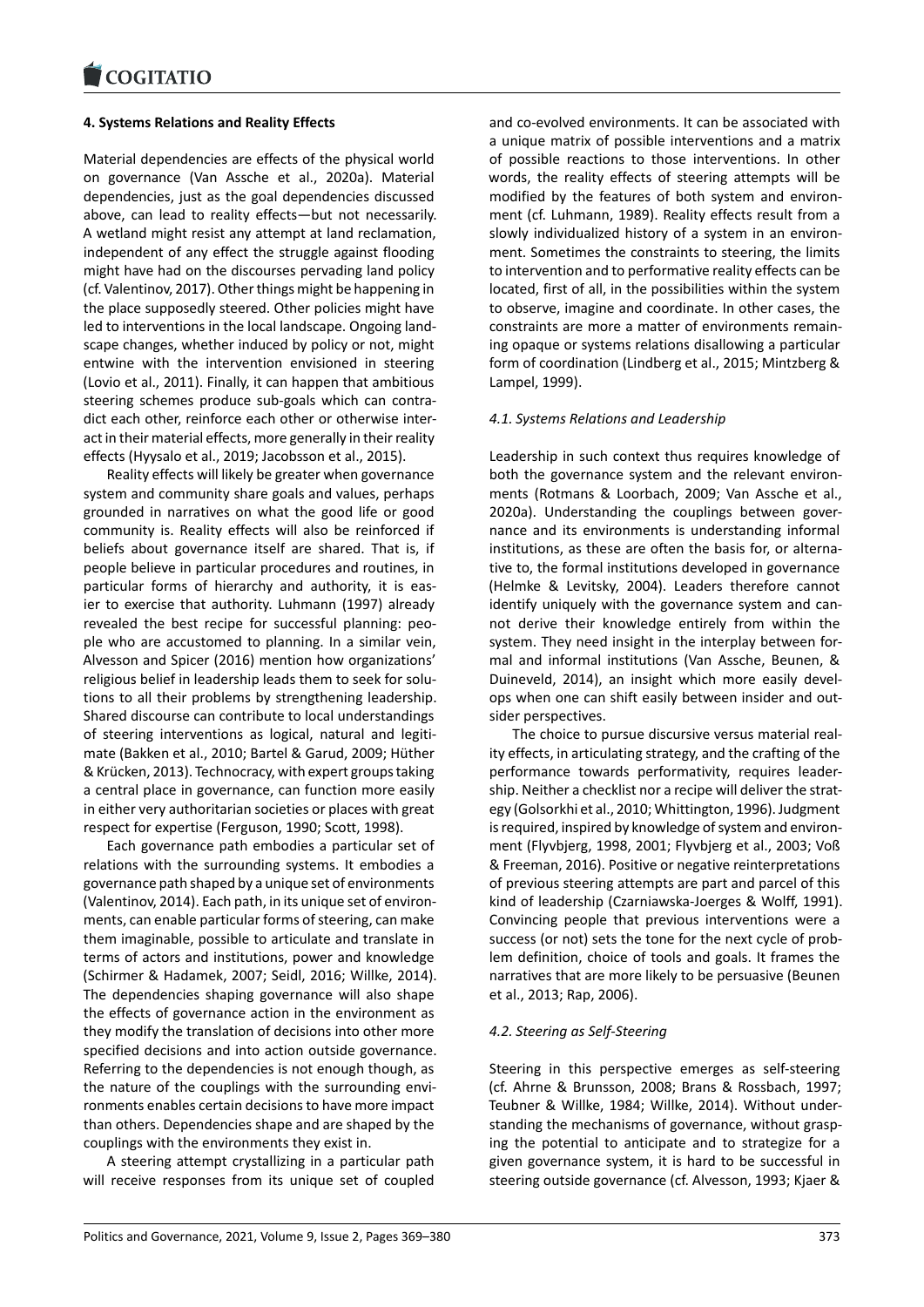## 4. Systems Relations and Reality Effects

Material dependencies are effects of the physical world on governance (Van Assche et al., 2020a). Material dependencies, just as the goal dependencies discussed above, can lead to reality effects—but not necessarily. A wetland might resist any attempt at land reclamation, independent of any effect the struggle against flooding might have had on the discourses pervading land policy (cf. Valentinov, 2017). Other things might be happening in the place supposedly steered. Other policies might have led to interventions in the local landscape. Ongoing landscape changes, whether induced by policy or not, might entwine with the intervention envisioned in steering (Lovio et al., 2011). Finally, it can happen that ambitious steering schemes produce sub-goals which can contradict each other, reinforce each other or otherwise interact in their material effects, more generally in their reality effects (Hyysalo et al., 2019; Jacobsson et al., 2015).

Reality effects will likely be greater when governance system and community share goals and values, perhaps grounded in narratives on what the good life or good community is. Reality effects will also be reinforced if beliefs about governance itself are shared. That is, if people believe in particular procedures and routines, in particular forms of hierarchy and authority, it is easier to exercise that authority. Luhmann (1997) already revealed the best recipe for successful planning: people who are accustomed to planning. In a similar vein, Alvesson and Spicer (2016) mention how organizations' religious belief in leadership leads them to seek for solutions to all their problems by strengthening leadership. Shared discourse can contribute to local understandings of steering interventions as logical, natural and legitimate (Bakken et al., 2010; Bartel & Garud, 2009; Hüther & Krücken, 2013). Technocracy, with expert groups taking a central place in governance, can function more easily in either very authoritarian societies or places with great respect for expertise (Ferguson, 1990; Scott, 1998).

Each governance path embodies a particular set of relations with the surrounding systems. It embodies a governance path shaped by a unique set of environments (Valentinov, 2014). Each path, in its unique set of environments, can enable particular forms of steering, can make them imaginable, possible to articulate and translate in terms of actors and institutions, power and knowledge (Schirmer & Hadamek, 2007; Seidl, 2016; Willke, 2014). The dependencies shaping governance will also shape the effects of governance action in the environment as they modify the translation of decisions into other more specified decisions and into action outside governance. Referring to the dependencies is not enough though, as the nature of the couplings with the surrounding environments enables certain decisions to have more impact than others. Dependencies shape and are shaped by the couplings with the environments they exist in.

A steering attempt crystallizing in a particular path will receive responses from its unique set of coupled and co-evolved environments. It can be associated with a unique matrix of possible interventions and a matrix of possible reactions to those interventions. In other words, the reality effects of steering attempts will be modified by the features of both system and environment (cf. Luhmann, 1989). Reality effects result from a slowly individualized history of a system in an environment. Sometimes the constraints to steering, the limits to intervention and to performative reality effects can be located, first of all, in the possibilities within the system to observe, imagine and coordinate. In other cases, the constraints are more a matter of environments remaining opaque or systems relations disallowing a particular form of coordination (Lindberg et al., 2015; Mintzberg & Lampel, 1999).

### *4.1. Systems Relations and Leadership*

Leadership in such context thus requires knowledge of both the governance system and the relevant environments (Rotmans & Loorbach, 2009; Van Assche et al., 2020a). Understanding the couplings between governance and its environments is understanding informal institutions, as these are often the basis for, or alternative to, the formal institutions developed in governance (Helmke & Levitsky, 2004). Leaders therefore cannot identify uniquely with the governance system and cannot derive their knowledge entirely from within the system. They need insight in the interplay between formal and informal institutions (Van Assche, Beunen, & Duineveld, 2014), an insight which more easily develops when one can shift easily between insider and outsider perspectives.

The choice to pursue discursive versus material reality effects, in articulating strategy, and the crafting of the performance towards performativity, requires leadership. Neither a checklist nor a recipe will deliver the strategy (Golsorkhi et al., 2010; Whittington, 1996). Judgment is required, inspired by knowledge of system and environment (Flyvbjerg, 1998, 2001; Flyvbjerg et al., 2003; Voß & Freeman, 2016). Positive or negative reinterpretations of previous steering attempts are part and parcel of this kind of leadership (Czarniawska-Joerges & Wolff, 1991). Convincing people that previous interventions were a success (or not) sets the tone for the next cycle of problem definition, choice of tools and goals. It frames the narratives that are more likely to be persuasive (Beunen et al., 2013; Rap, 2006).

### *4.2. Steering as Self-Steering*

Steering in this perspective emerges as self-steering (cf. Ahrne & Brunsson, 2008; Brans & Rossbach, 1997; Teubner & Willke, 1984; Willke, 2014). Without understanding the mechanisms of governance, without grasping the potential to anticipate and to strategize for a given governance system, it is hard to be successful in steering outside governance (cf. Alvesson, 1993; Kjaer &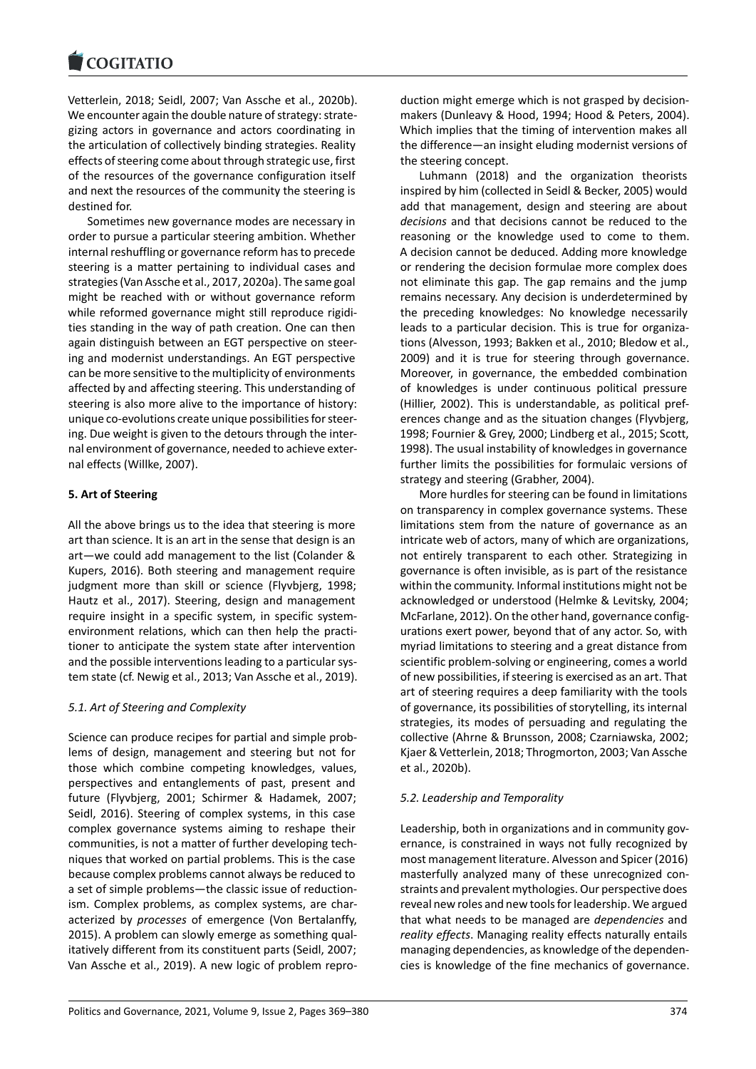Vetterlein, 2018; Seidl, 2007; Van Assche et al., 2020b). We encounter again the double nature of strategy: strategizing actors in governance and actors coordinating in the articulation of collectively binding strategies. Reality effects of steering come about through strategic use, first of the resources of the governance configuration itself and next the resources of the community the steering is destined for.

Sometimes new governance modes are necessary in order to pursue a particular steering ambition. Whether internal reshuffling or governance reform has to precede steering is a matter pertaining to individual cases and strategies (Van Assche et al., 2017, 2020a). The same goal might be reached with or without governance reform while reformed governance might still reproduce rigidities standing in the way of path creation. One can then again distinguish between an EGT perspective on steering and modernist understandings. An EGT perspective can be more sensitive to the multiplicity of environments affected by and affecting steering. This understanding of steering is also more alive to the importance of history: unique co-evolutions create unique possibilities for steering. Due weight is given to the detours through the internal environment of governance, needed to achieve external effects (Willke, 2007).

## 5. Art of Steering

All the above brings us to the idea that steering is more art than science. It is an art in the sense that design is an art—we could add management to the list (Colander & Kupers, 2016). Both steering and management require judgment more than skill or science (Flyvbjerg, 1998; Hautz et al., 2017). Steering, design and management require insight in a specific system, in specific system-environment relations, which can then help the practitioner to anticipate the system state after intervention and the possible interventions leading to a particular system state (cf. Newig et al., 2013; Van Assche et al., 2019).

### *5.1. Art of Steering and Complexity*

Science can produce recipes for partial and simple problems of design, management and steering but not for those which combine competing knowledges, values, perspectives and entanglements of past, present and future (Flyvbjerg, 2001; Schirmer & Hadamek, 2007; Seidl, 2016). Steering of complex systems, in this case complex governance systems aiming to reshape their communities, is not a matter of further developing techniques that worked on partial problems. This is the case because complex problems cannot always be reduced to a set of simple problems—the classic issue of reductionism. Complex problems, as complex systems, are characterized by *processes* of emergence (Von Bertalanffy, 2015). A problem can slowly emerge as something qualitatively different from its constituent parts (Seidl, 2007; Van Assche et al., 2019). A new logic of problem reproduction might emerge which is not grasped by decision-makers (Dunleavy & Hood, 1994; Hood & Peters, 2004). Which implies that the timing of intervention makes all the difference—an insight eluding modernist versions of the steering concept.

Luhmann (2018) and the organization theorists inspired by him (collected in Seidl & Becker, 2005) would add that management, design and steering are about *decisions* and that decisions cannot be reduced to the reasoning or the knowledge used to come to them. A decision cannot be deduced. Adding more knowledge or rendering the decision formulae more complex does not eliminate this gap. The gap remains and the jump remains necessary. Any decision is underdetermined by the preceding knowledges: No knowledge necessarily leads to a particular decision. This is true for organizations (Alvesson, 1993; Bakken et al., 2010; Bledow et al., 2009) and it is true for steering through governance. Moreover, in governance, the embedded combination of knowledges is under continuous political pressure (Hillier, 2002). This is understandable, as political preferences change and as the situation changes (Flyvbjerg, 1998; Fournier & Grey, 2000; Lindberg et al., 2015; Scott, 1998). The usual instability of knowledges in governance further limits the possibilities for formulaic versions of strategy and steering (Grabher, 2004).

More hurdles for steering can be found in limitations on transparency in complex governance systems. These limitations stem from the nature of governance as an intricate web of actors, many of which are organizations, not entirely transparent to each other. Strategizing in governance is often invisible, as is part of the resistance within the community. Informal institutions might not be acknowledged or understood (Helmke & Levitsky, 2004; McFarlane, 2012). On the other hand, governance configurations exert power, beyond that of any actor. So, with myriad limitations to steering and a great distance from scientific problem-solving or engineering, comes a world of new possibilities, if steering is exercised as an art. That art of steering requires a deep familiarity with the tools of governance, its possibilities of storytelling, its internal strategies, its modes of persuading and regulating the collective (Ahrne & Brunsson, 2008; Czarniawska, 2002; Kjaer & Vetterlein, 2018; Throgmorton, 2003; Van Assche et al., 2020b).

### *5.2. Leadership and Temporality*

Leadership, both in organizations and in community governance, is constrained in ways not fully recognized by most management literature. Alvesson and Spicer (2016) masterfully analyzed many of these unrecognized constraints and prevalent mythologies. Our perspective does reveal new roles and new tools for leadership. We argued that what needs to be managed are *dependencies* and *reality effects*. Managing reality effects naturally entails managing dependencies, as knowledge of the dependencies is knowledge of the fine mechanics of governance.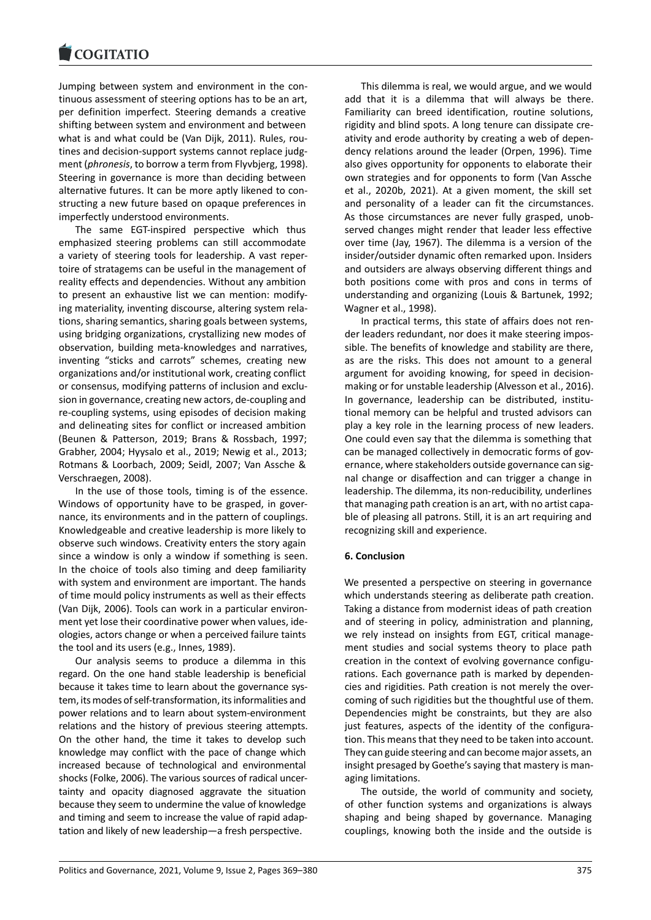Jumping between system and environment in the continuous assessment of steering options has to be an art, per definition imperfect. Steering demands a creative shifting between system and environment and between what is and what could be (Van Dijk, 2011). Rules, routines and decision-support systems cannot replace judgment (*phronesis*, to borrow a term from Flyvbjerg, 1998). Steering in governance is more than deciding between alternative futures. It can be more aptly likened to constructing a new future based on opaque preferences in imperfectly understood environments.

The same EGT-inspired perspective which thus emphasized steering problems can still accommodate a variety of steering tools for leadership. A vast repertoire of stratagems can be useful in the management of reality effects and dependencies. Without any ambition to present an exhaustive list we can mention: modifying materiality, inventing discourse, altering system relations, sharing semantics, sharing goals between systems, using bridging organizations, crystallizing new modes of observation, building meta-knowledges and narratives, inventing "sticks and carrots" schemes, creating new organizations and/or institutional work, creating conflict or consensus, modifying patterns of inclusion and exclusion in governance, creating new actors, de-coupling and re-coupling systems, using episodes of decision making and delineating sites for conflict or increased ambition (Beunen & Patterson, 2019; Brans & Rossbach, 1997; Grabher, 2004; Hyysalo et al., 2019; Newig et al., 2013; Rotmans & Loorbach, 2009; Seidl, 2007; Van Assche & Verschraegen, 2008).

In the use of those tools, timing is of the essence. Windows of opportunity have to be grasped, in governance, its environments and in the pattern of couplings. Knowledgeable and creative leadership is more likely to observe such windows. Creativity enters the story again since a window is only a window if something is seen. In the choice of tools also timing and deep familiarity with system and environment are important. The hands of time mould policy instruments as well as their effects (Van Dijk, 2006). Tools can work in a particular environment yet lose their coordinative power when values, ideologies, actors change or when a perceived failure taints the tool and its users (e.g., Innes, 1989).

Our analysis seems to produce a dilemma in this regard. On the one hand stable leadership is beneficial because it takes time to learn about the governance system, its modes of self-transformation, its informalities and power relations and to learn about system-environment relations and the history of previous steering attempts. On the other hand, the time it takes to develop such knowledge may conflict with the pace of change which increased because of technological and environmental shocks (Folke, 2006). The various sources of radical uncertainty and opacity diagnosed aggravate the situation because they seem to undermine the value of knowledge and timing and seem to increase the value of rapid adaptation and likely of new leadership—a fresh perspective.

This dilemma is real, we would argue, and we would add that it is a dilemma that will always be there. Familiarity can breed identification, routine solutions, rigidity and blind spots. A long tenure can dissipate creativity and erode authority by creating a web of dependency relations around the leader (Orpen, 1996). Time also gives opportunity for opponents to elaborate their own strategies and for opponents to form (Van Assche et al., 2020b, 2021). At a given moment, the skill set and personality of a leader can fit the circumstances. As those circumstances are never fully grasped, unobserved changes might render that leader less effective over time (Jay, 1967). The dilemma is a version of the insider/outsider dynamic often remarked upon. Insiders and outsiders are always observing different things and both positions come with pros and cons in terms of understanding and organizing (Louis & Bartunek, 1992; Wagner et al., 1998).

In practical terms, this state of affairs does not render leaders redundant, nor does it make steering impossible. The benefits of knowledge and stability are there, as are the risks. This does not amount to a general argument for avoiding knowing, for speed in decision-making or for unstable leadership (Alvesson et al., 2016). In governance, leadership can be distributed, institutional memory can be helpful and trusted advisors can play a key role in the learning process of new leaders. One could even say that the dilemma is something that can be managed collectively in democratic forms of governance, where stakeholders outside governance can signal change or disaffection and can trigger a change in leadership. The dilemma, its non-reducibility, underlines that managing path creation is an art, with no artist capable of pleasing all patrons. Still, it is an art requiring and recognizing skill and experience.

## 6. Conclusion

We presented a perspective on steering in governance which understands steering as deliberate path creation. Taking a distance from modernist ideas of path creation and of steering in policy, administration and planning, we rely instead on insights from EGT, critical management studies and social systems theory to place path creation in the context of evolving governance configurations. Each governance path is marked by dependencies and rigidities. Path creation is not merely the overcoming of such rigidities but the thoughtful use of them. Dependencies might be constraints, but they are also just features, aspects of the identity of the configuration. This means that they need to be taken into account. They can guide steering and can become major assets, an insight presaged by Goethe's saying that mastery is managing limitations.

The outside, the world of community and society, of other function systems and organizations is always shaping and being shaped by governance. Managing couplings, knowing both the inside and the outside is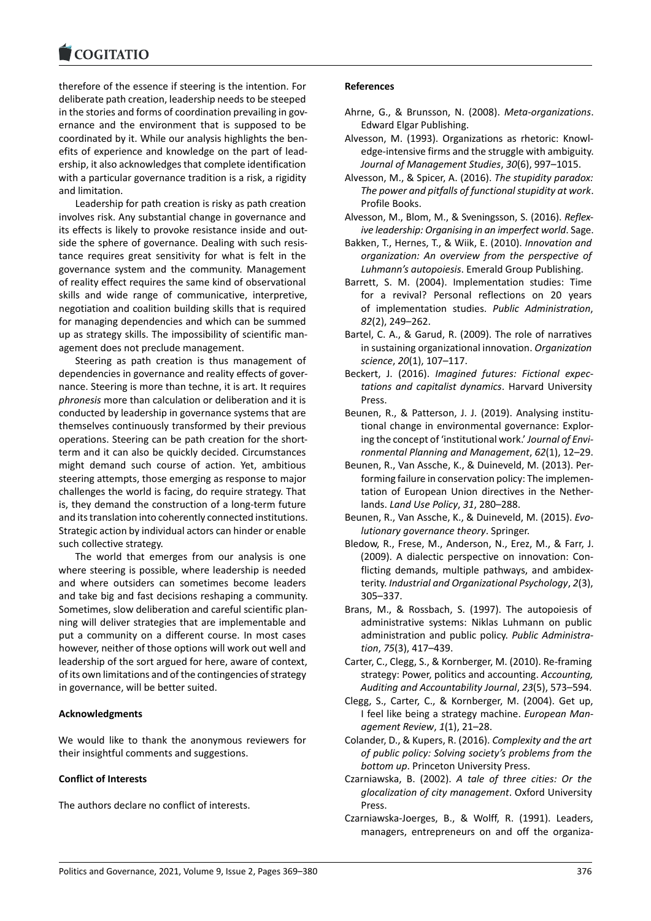therefore of the essence if steering is the intention. For deliberate path creation, leadership needs to be steeped in the stories and forms of coordination prevailing in governance and the environment that is supposed to be coordinated by it. While our analysis highlights the benefits of experience and knowledge on the part of leadership, it also acknowledges that complete identification with a particular governance tradition is a risk, a rigidity and limitation.

Leadership for path creation is risky as path creation involves risk. Any substantial change in governance and its effects is likely to provoke resistance inside and outside the sphere of governance. Dealing with such resistance requires great sensitivity for what is felt in the governance system and the community. Management of reality effect requires the same kind of observational skills and wide range of communicative, interpretive, negotiation and coalition building skills that is required for managing dependencies and which can be summed up as strategy skills. The impossibility of scientific management does not preclude management.

Steering as path creation is thus management of dependencies in governance and reality effects of governance. Steering is more than techne, it is art. It requires *phronesis* more than calculation or deliberation and it is conducted by leadership in governance systems that are themselves continuously transformed by their previous operations. Steering can be path creation for the short-term and it can also be quickly decided. Circumstances might demand such course of action. Yet, ambitious steering attempts, those emerging as response to major challenges the world is facing, do require strategy. That is, they demand the construction of a long-term future and its translation into coherently connected institutions. Strategic action by individual actors can hinder or enable such collective strategy.

The world that emerges from our analysis is one where steering is possible, where leadership is needed and where outsiders can sometimes become leaders and take big and fast decisions reshaping a community. Sometimes, slow deliberation and careful scientific planning will deliver strategies that are implementable and put a community on a different course. In most cases however, neither of those options will work out well and leadership of the sort argued for here, aware of context, of its own limitations and of the contingencies of strategy in governance, will be better suited.

**Acknowledgments**

We would like to thank the anonymous reviewers for their insightful comments and suggestions.

**Conflict of Interests**

The authors declare no conflict of interests.

**References**

Ahrne, G., & Brunsson, N. (2008). *Meta-organizations*. Edward Elgar Publishing.

Alvesson, M. (1993). Organizations as rhetoric: Knowledge-intensive firms and the struggle with ambiguity. *Journal of Management Studies*, *30*(6), 997–1015.

Alvesson, M., & Spicer, A. (2016). *The stupidity paradox: The power and pitfalls of functional stupidity at work*. Profile Books.

Alvesson, M., Blom, M., & Sveningsson, S. (2016). *Reflexive leadership: Organising in an imperfect world*. Sage.

Bakken, T., Hernes, T., & Wiik, E. (2010). *Innovation and organization: An overview from the perspective of Luhmann's autopoiesis*. Emerald Group Publishing.

Barrett, S. M. (2004). Implementation studies: Time for a revival? Personal reflections on 20 years of implementation studies. *Public Administration*, *82*(2), 249–262.

Bartel, C. A., & Garud, R. (2009). The role of narratives in sustaining organizational innovation. *Organization science*, *20*(1), 107–117.

Beckert, J. (2016). *Imagined futures: Fictional expectations and capitalist dynamics*. Harvard University Press.

Beunen, R., & Patterson, J. J. (2019). Analysing institutional change in environmental governance: Exploring the concept of 'institutional work.' *Journal of Environmental Planning and Management*, *62*(1), 12–29.

Beunen, R., Van Assche, K., & Duineveld, M. (2013). Performing failure in conservation policy: The implementation of European Union directives in the Netherlands. *Land Use Policy*, *31*, 280–288.

Beunen, R., Van Assche, K., & Duineveld, M. (2015). *Evolutionary governance theory*. Springer.

Bledow, R., Frese, M., Anderson, N., Erez, M., & Farr, J. (2009). A dialectic perspective on innovation: Conflicting demands, multiple pathways, and ambidexterity. *Industrial and Organizational Psychology*, *2*(3), 305–337.

Brans, M., & Rossbach, S. (1997). The autopoiesis of administrative systems: Niklas Luhmann on public administration and public policy. *Public Administration*, *75*(3), 417–439.

Carter, C., Clegg, S., & Kornberger, M. (2010). Re-framing strategy: Power, politics and accounting. *Accounting, Auditing and Accountability Journal*, *23*(5), 573–594.

Clegg, S., Carter, C., & Kornberger, M. (2004). Get up, I feel like being a strategy machine. *European Management Review*, *1*(1), 21–28.

Colander, D., & Kupers, R. (2016). *Complexity and the art of public policy: Solving society's problems from the bottom up*. Princeton University Press.

Czarniawska, B. (2002). *A tale of three cities: Or the glocalization of city management*. Oxford University Press.

Czarniawska-Joerges, B., & Wolff, R. (1991). Leaders, managers, entrepreneurs on and off the organiza-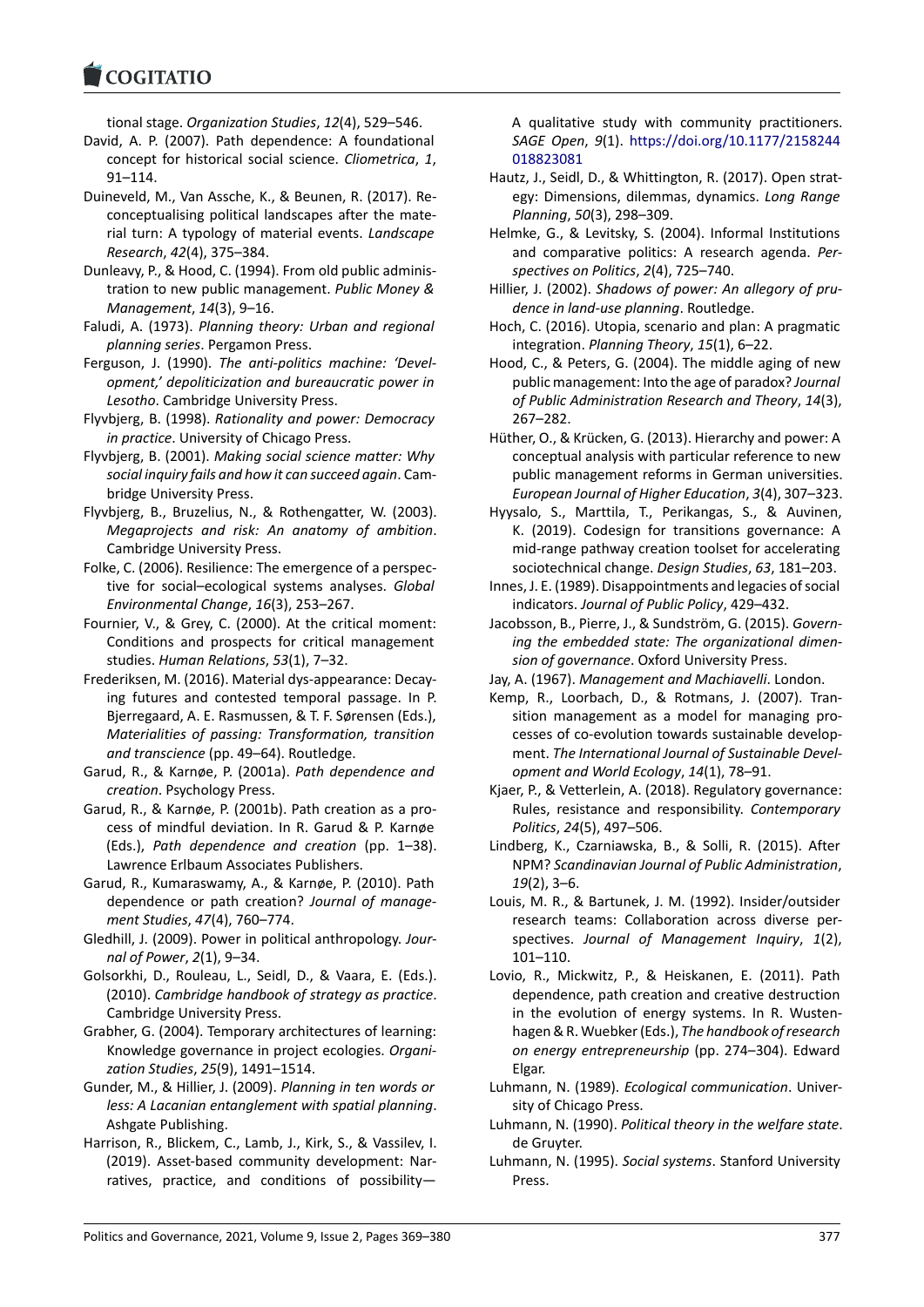tional stage. *Organization Studies*, *12*(4), 529–546.

David, A. P. (2007). Path dependence: A foundational concept for historical social science. *Cliometrica*, *1*, 91–114.

Duineveld, M., Van Assche, K., & Beunen, R. (2017). Reconceptualising political landscapes after the material turn: A typology of material events. *Landscape Research*, *42*(4), 375–384.

Dunleavy, P., & Hood, C. (1994). From old public administration to new public management. *Public Money & Management*, *14*(3), 9–16.

Faludi, A. (1973). *Planning theory: Urban and regional planning series*. Pergamon Press.

Ferguson, J. (1990). *The anti-politics machine: 'Development,' depoliticization and bureaucratic power in Lesotho*. Cambridge University Press.

Flyvbjerg, B. (1998). *Rationality and power: Democracy in practice*. University of Chicago Press.

Flyvbjerg, B. (2001). *Making social science matter: Why social inquiry fails and how it can succeed again*. Cambridge University Press.

Flyvbjerg, B., Bruzelius, N., & Rothengatter, W. (2003). *Megaprojects and risk: An anatomy of ambition*. Cambridge University Press.

Folke, C. (2006). Resilience: The emergence of a perspective for social–ecological systems analyses. *Global Environmental Change*, *16*(3), 253–267.

Fournier, V., & Grey, C. (2000). At the critical moment: Conditions and prospects for critical management studies. *Human Relations*, *53*(1), 7–32.

Frederiksen, M. (2016). Material dys-appearance: Decaying futures and contested temporal passage. In P. Bjerregaard, A. E. Rasmussen, & T. F. Sørensen (Eds.), *Materialities of passing: Transformation, transition and transcience* (pp. 49–64). Routledge.

Garud, R., & Karnøe, P. (2001a). *Path dependence and creation*. Psychology Press.

Garud, R., & Karnøe, P. (2001b). Path creation as a process of mindful deviation. In R. Garud & P. Karnøe (Eds.), *Path dependence and creation* (pp. 1–38). Lawrence Erlbaum Associates Publishers.

Garud, R., Kumaraswamy, A., & Karnøe, P. (2010). Path dependence or path creation? *Journal of management Studies*, *47*(4), 760–774.

Gledhill, J. (2009). Power in political anthropology. *Journal of Power*, *2*(1), 9–34.

Golsorkhi, D., Rouleau, L., Seidl, D., & Vaara, E. (Eds.). (2010). *Cambridge handbook of strategy as practice*. Cambridge University Press.

Grabher, G. (2004). Temporary architectures of learning: Knowledge governance in project ecologies. *Organization Studies*, *25*(9), 1491–1514.

Gunder, M., & Hillier, J. (2009). *Planning in ten words or less: A Lacanian entanglement with spatial planning*. Ashgate Publishing.

Harrison, R., Blickem, C., Lamb, J., Kirk, S., & Vassilev, I. (2019). Asset-based community development: Narratives, practice, and conditions of possibility—A qualitative study with community practitioners. *SAGE Open*, *9*(1). https://doi.org/10.1177/2158244018823081

Hautz, J., Seidl, D., & Whittington, R. (2017). Open strategy: Dimensions, dilemmas, dynamics. *Long Range Planning*, *50*(3), 298–309.

Helmke, G., & Levitsky, S. (2004). Informal Institutions and comparative politics: A research agenda. *Perspectives on Politics*, *2*(4), 725–740.

Hillier, J. (2002). *Shadows of power: An allegory of prudence in land-use planning*. Routledge.

Hoch, C. (2016). Utopia, scenario and plan: A pragmatic integration. *Planning Theory*, *15*(1), 6–22.

Hood, C., & Peters, G. (2004). The middle aging of new public management: Into the age of paradox? *Journal of Public Administration Research and Theory*, *14*(3), 267–282.

Hüther, O., & Krücken, G. (2013). Hierarchy and power: A conceptual analysis with particular reference to new public management reforms in German universities. *European Journal of Higher Education*, *3*(4), 307–323.

Hyysalo, S., Marttila, T., Perikangas, S., & Auvinen, K. (2019). Codesign for transitions governance: A mid-range pathway creation toolset for accelerating sociotechnical change. *Design Studies*, *63*, 181–203.

Innes, J. E. (1989). Disappointments and legacies of social indicators. *Journal of Public Policy*, 429–432.

Jacobsson, B., Pierre, J., & Sundström, G. (2015). *Governing the embedded state: The organizational dimension of governance*. Oxford University Press.

Jay, A. (1967). *Management and Machiavelli*. London.

Kemp, R., Loorbach, D., & Rotmans, J. (2007). Transition management as a model for managing processes of co-evolution towards sustainable development. *The International Journal of Sustainable Development and World Ecology*, *14*(1), 78–91.

Kjaer, P., & Vetterlein, A. (2018). Regulatory governance: Rules, resistance and responsibility. *Contemporary Politics*, *24*(5), 497–506.

Lindberg, K., Czarniawska, B., & Solli, R. (2015). After NPM? *Scandinavian Journal of Public Administration*, *19*(2), 3–6.

Louis, M. R., & Bartunek, J. M. (1992). Insider/outsider research teams: Collaboration across diverse perspectives. *Journal of Management Inquiry*, *1*(2), 101–110.

Lovio, R., Mickwitz, P., & Heiskanen, E. (2011). Path dependence, path creation and creative destruction in the evolution of energy systems. In R. Wustenhagen & R. Wuebker (Eds.), *The handbook of research on energy entrepreneurship* (pp. 274–304). Edward Elgar.

Luhmann, N. (1989). *Ecological communication*. University of Chicago Press.

Luhmann, N. (1990). *Political theory in the welfare state*. de Gruyter.

Luhmann, N. (1995). *Social systems*. Stanford University Press.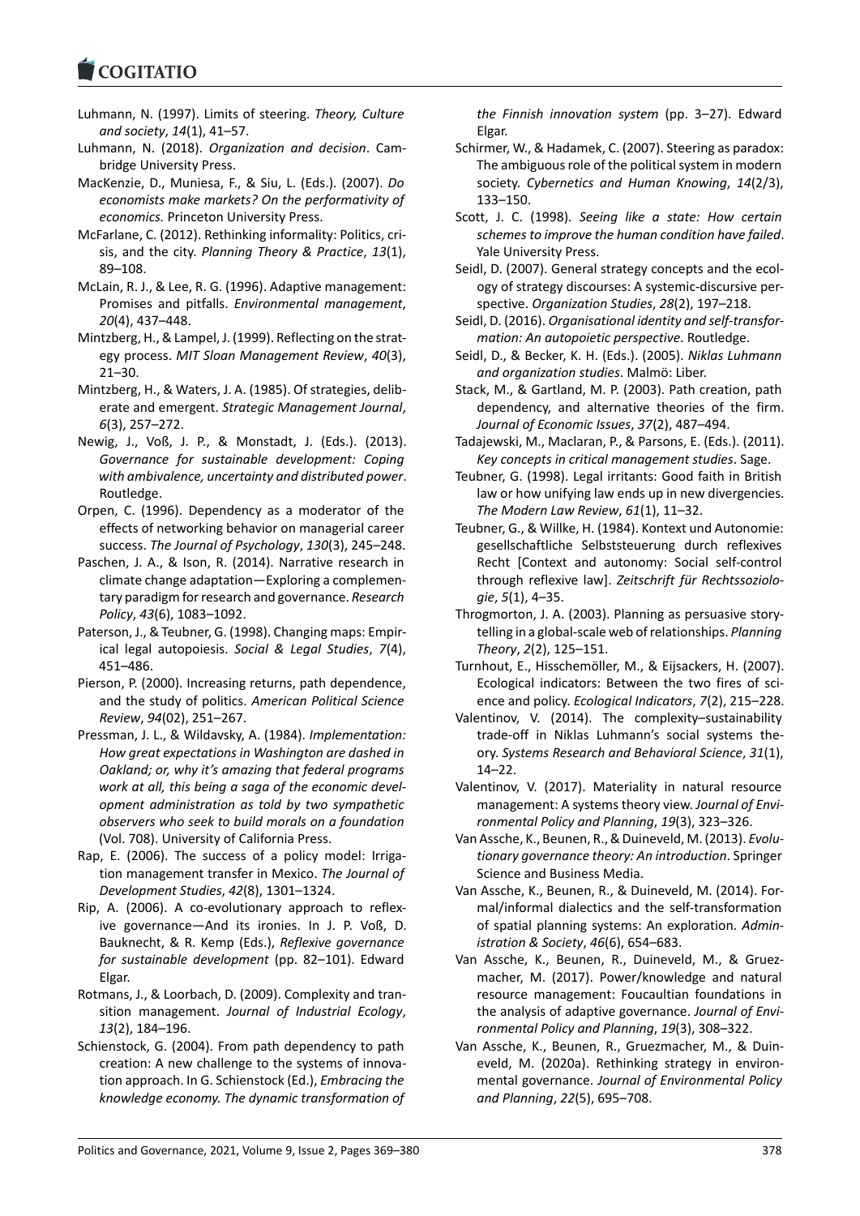Luhmann, N. (1997). Limits of steering. *Theory, Culture and society*, *14*(1), 41–57.

Luhmann, N. (2018). *Organization and decision*. Cambridge University Press.

MacKenzie, D., Muniesa, F., & Siu, L. (Eds.). (2007). *Do economists make markets? On the performativity of economics.* Princeton University Press.

McFarlane, C. (2012). Rethinking informality: Politics, crisis, and the city. *Planning Theory & Practice*, *13*(1), 89–108.

McLain, R. J., & Lee, R. G. (1996). Adaptive management: Promises and pitfalls. *Environmental management*, *20*(4), 437–448.

Mintzberg, H., & Lampel, J. (1999). Reflecting on the strategy process. *MIT Sloan Management Review*, *40*(3), 21–30.

Mintzberg, H., & Waters, J. A. (1985). Of strategies, deliberate and emergent. *Strategic Management Journal*, *6*(3), 257–272.

Newig, J., Voß, J. P., & Monstadt, J. (Eds.). (2013). *Governance for sustainable development: Coping with ambivalence, uncertainty and distributed power*. Routledge.

Orpen, C. (1996). Dependency as a moderator of the effects of networking behavior on managerial career success. *The Journal of Psychology*, *130*(3), 245–248.

Paschen, J. A., & Ison, R. (2014). Narrative research in climate change adaptation—Exploring a complementary paradigm for research and governance. *Research Policy*, *43*(6), 1083–1092.

Paterson, J., & Teubner, G. (1998). Changing maps: Empirical legal autopoiesis. *Social & Legal Studies*, *7*(4), 451–486.

Pierson, P. (2000). Increasing returns, path dependence, and the study of politics. *American Political Science Review*, *94*(02), 251–267.

Pressman, J. L., & Wildavsky, A. (1984). *Implementation: How great expectations in Washington are dashed in Oakland; or, why it's amazing that federal programs work at all, this being a saga of the economic development administration as told by two sympathetic observers who seek to build morals on a foundation* (Vol. 708). University of California Press.

Rap, E. (2006). The success of a policy model: Irrigation management transfer in Mexico. *The Journal of Development Studies*, *42*(8), 1301–1324.

Rip, A. (2006). A co-evolutionary approach to reflexive governance—And its ironies. In J. P. Voß, D. Bauknecht, & R. Kemp (Eds.), *Reflexive governance for sustainable development* (pp. 82–101). Edward Elgar.

Rotmans, J., & Loorbach, D. (2009). Complexity and transition management. *Journal of Industrial Ecology*, *13*(2), 184–196.

Schienstock, G. (2004). From path dependency to path creation: A new challenge to the systems of innovation approach. In G. Schienstock (Ed.), *Embracing the knowledge economy. The dynamic transformation of the Finnish innovation system* (pp. 3–27). Edward Elgar.

Schirmer, W., & Hadamek, C. (2007). Steering as paradox: The ambiguous role of the political system in modern society. *Cybernetics and Human Knowing*, *14*(2/3), 133–150.

Scott, J. C. (1998). *Seeing like a state: How certain schemes to improve the human condition have failed*. Yale University Press.

Seidl, D. (2007). General strategy concepts and the ecology of strategy discourses: A systemic-discursive perspective. *Organization Studies*, *28*(2), 197–218.

Seidl, D. (2016). *Organisational identity and self-transformation: An autopoietic perspective*. Routledge.

Seidl, D., & Becker, K. H. (Eds.). (2005). *Niklas Luhmann and organization studies*. Malmö: Liber.

Stack, M., & Gartland, M. P. (2003). Path creation, path dependency, and alternative theories of the firm. *Journal of Economic Issues*, *37*(2), 487–494.

Tadajewski, M., Maclaran, P., & Parsons, E. (Eds.). (2011). *Key concepts in critical management studies*. Sage.

Teubner, G. (1998). Legal irritants: Good faith in British law or how unifying law ends up in new divergencies. *The Modern Law Review*, *61*(1), 11–32.

Teubner, G., & Willke, H. (1984). Kontext und Autonomie: gesellschaftliche Selbststeuerung durch reflexives Recht [Context and autonomy: Social self-control through reflexive law]. *Zeitschrift für Rechtssoziologie*, *5*(1), 4–35.

Throgmorton, J. A. (2003). Planning as persuasive storytelling in a global-scale web of relationships. *Planning Theory*, *2*(2), 125–151.

Turnhout, E., Hisschemöller, M., & Eijsackers, H. (2007). Ecological indicators: Between the two fires of science and policy. *Ecological Indicators*, *7*(2), 215–228.

Valentinov, V. (2014). The complexity–sustainability trade-off in Niklas Luhmann's social systems theory. *Systems Research and Behavioral Science*, *31*(1), 14–22.

Valentinov, V. (2017). Materiality in natural resource management: A systems theory view. *Journal of Environmental Policy and Planning*, *19*(3), 323–326.

Van Assche, K., Beunen, R., & Duineveld, M. (2013). *Evolutionary governance theory: An introduction*. Springer Science and Business Media.

Van Assche, K., Beunen, R., & Duineveld, M. (2014). Formal/informal dialectics and the self-transformation of spatial planning systems: An exploration. *Administration & Society*, *46*(6), 654–683.

Van Assche, K., Beunen, R., Duineveld, M., & Gruezmacher, M. (2017). Power/knowledge and natural resource management: Foucaultian foundations in the analysis of adaptive governance. *Journal of Environmental Policy and Planning*, *19*(3), 308–322.

Van Assche, K., Beunen, R., Gruezmacher, M., & Duineveld, M. (2020a). Rethinking strategy in environmental governance. *Journal of Environmental Policy and Planning*, *22*(5), 695–708.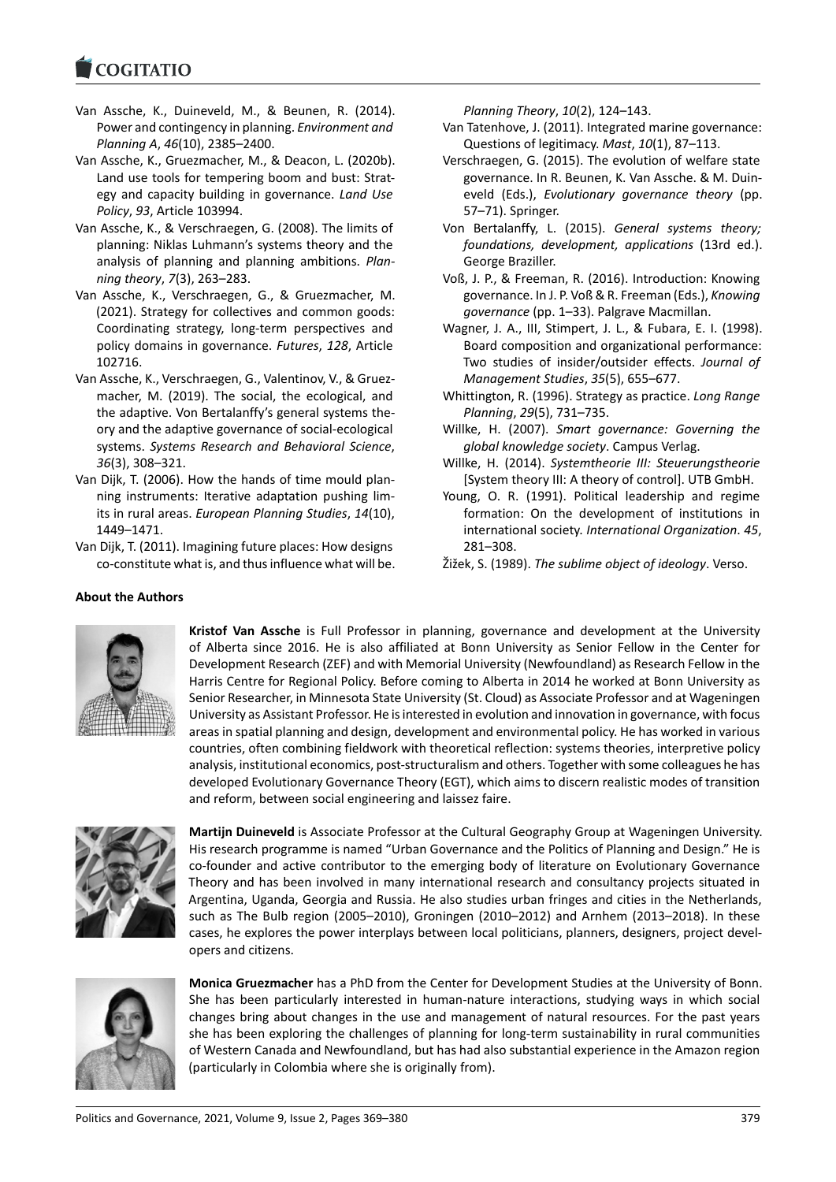Van Assche, K., Duineveld, M., & Beunen, R. (2014). Power and contingency in planning. *Environment and Planning A*, *46*(10), 2385–2400.

Van Assche, K., Gruezmacher, M., & Deacon, L. (2020b). Land use tools for tempering boom and bust: Strategy and capacity building in governance. *Land Use Policy*, *93*, Article 103994.

Van Assche, K., & Verschraegen, G. (2008). The limits of planning: Niklas Luhmann's systems theory and the analysis of planning and planning ambitions. *Planning theory*, *7*(3), 263–283.

Van Assche, K., Verschraegen, G., & Gruezmacher, M. (2021). Strategy for collectives and common goods: Coordinating strategy, long-term perspectives and policy domains in governance. *Futures*, *128*, Article 102716.

Van Assche, K., Verschraegen, G., Valentinov, V., & Gruezmacher, M. (2019). The social, the ecological, and the adaptive. Von Bertalanffy's general systems theory and the adaptive governance of social-ecological systems. *Systems Research and Behavioral Science*, *36*(3), 308–321.

Van Dijk, T. (2006). How the hands of time mould planning instruments: Iterative adaptation pushing limits in rural areas. *European Planning Studies*, *14*(10), 1449–1471.

Van Dijk, T. (2011). Imagining future places: How designs co-constitute what is, and thus influence what will be. *Planning Theory*, *10*(2), 124–143.

Van Tatenhove, J. (2011). Integrated marine governance: Questions of legitimacy. *Mast*, *10*(1), 87–113.

Verschraegen, G. (2015). The evolution of welfare state governance. In R. Beunen, K. Van Assche. & M. Duineveld (Eds.), *Evolutionary governance theory* (pp. 57–71). Springer.

Von Bertalanffy, L. (2015). *General systems theory; foundations, development, applications* (13rd ed.). George Braziller.

Voß, J. P., & Freeman, R. (2016). Introduction: Knowing governance. In J. P. Voß & R. Freeman (Eds.), *Knowing governance* (pp. 1–33). Palgrave Macmillan.

Wagner, J. A., III, Stimpert, J. L., & Fubara, E. I. (1998). Board composition and organizational performance: Two studies of insider/outsider effects. *Journal of Management Studies*, *35*(5), 655–677.

Whittington, R. (1996). Strategy as practice. *Long Range Planning*, *29*(5), 731–735.

Willke, H. (2007). *Smart governance: Governing the global knowledge society*. Campus Verlag.

Willke, H. (2014). *Systemtheorie III: Steuerungstheorie* [System theory III: A theory of control]. UTB GmbH.

Young, O. R. (1991). Political leadership and regime formation: On the development of institutions in international society. *International Organization*. *45*, 281–308.

Žižek, S. (1989). *The sublime object of ideology*. Verso.

**About the Authors**

**Kristof Van Assche** is Full Professor in planning, governance and development at the University of Alberta since 2016. He is also affiliated at Bonn University as Senior Fellow in the Center for Development Research (ZEF) and with Memorial University (Newfoundland) as Research Fellow in the Harris Centre for Regional Policy. Before coming to Alberta in 2014 he worked at Bonn University as Senior Researcher, in Minnesota State University (St. Cloud) as Associate Professor and at Wageningen University as Assistant Professor. He is interested in evolution and innovation in governance, with focus areas in spatial planning and design, development and environmental policy. He has worked in various countries, often combining fieldwork with theoretical reflection: systems theories, interpretive policy analysis, institutional economics, post-structuralism and others. Together with some colleagues he has developed Evolutionary Governance Theory (EGT), which aims to discern realistic modes of transition and reform, between social engineering and laissez faire.

**Martijn Duineveld** is Associate Professor at the Cultural Geography Group at Wageningen University. His research programme is named "Urban Governance and the Politics of Planning and Design." He is co-founder and active contributor to the emerging body of literature on Evolutionary Governance Theory and has been involved in many international research and consultancy projects situated in Argentina, Uganda, Georgia and Russia. He also studies urban fringes and cities in the Netherlands, such as The Bulb region (2005–2010), Groningen (2010–2012) and Arnhem (2013–2018). In these cases, he explores the power interplays between local politicians, planners, designers, project developers and citizens.

**Monica Gruezmacher** has a PhD from the Center for Development Studies at the University of Bonn. She has been particularly interested in human-nature interactions, studying ways in which social changes bring about changes in the use and management of natural resources. For the past years she has been exploring the challenges of planning for long-term sustainability in rural communities of Western Canada and Newfoundland, but has had also substantial experience in the Amazon region (particularly in Colombia where she is originally from).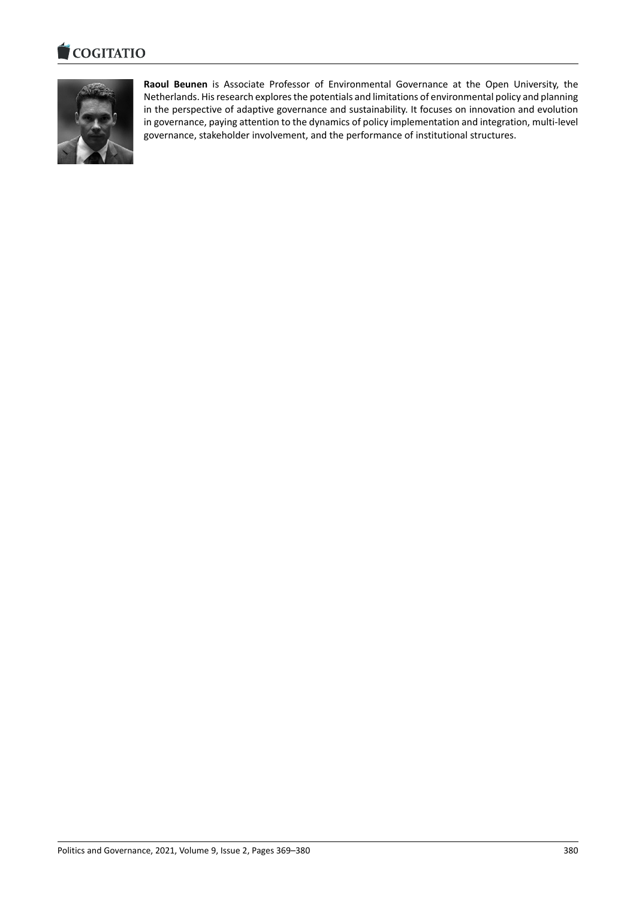**Raoul Beunen** is Associate Professor of Environmental Governance at the Open University, the Netherlands. His research explores the potentials and limitations of environmental policy and planning in the perspective of adaptive governance and sustainability. It focuses on innovation and evolution in governance, paying attention to the dynamics of policy implementation and integration, multi-level governance, stakeholder involvement, and the performance of institutional structures.